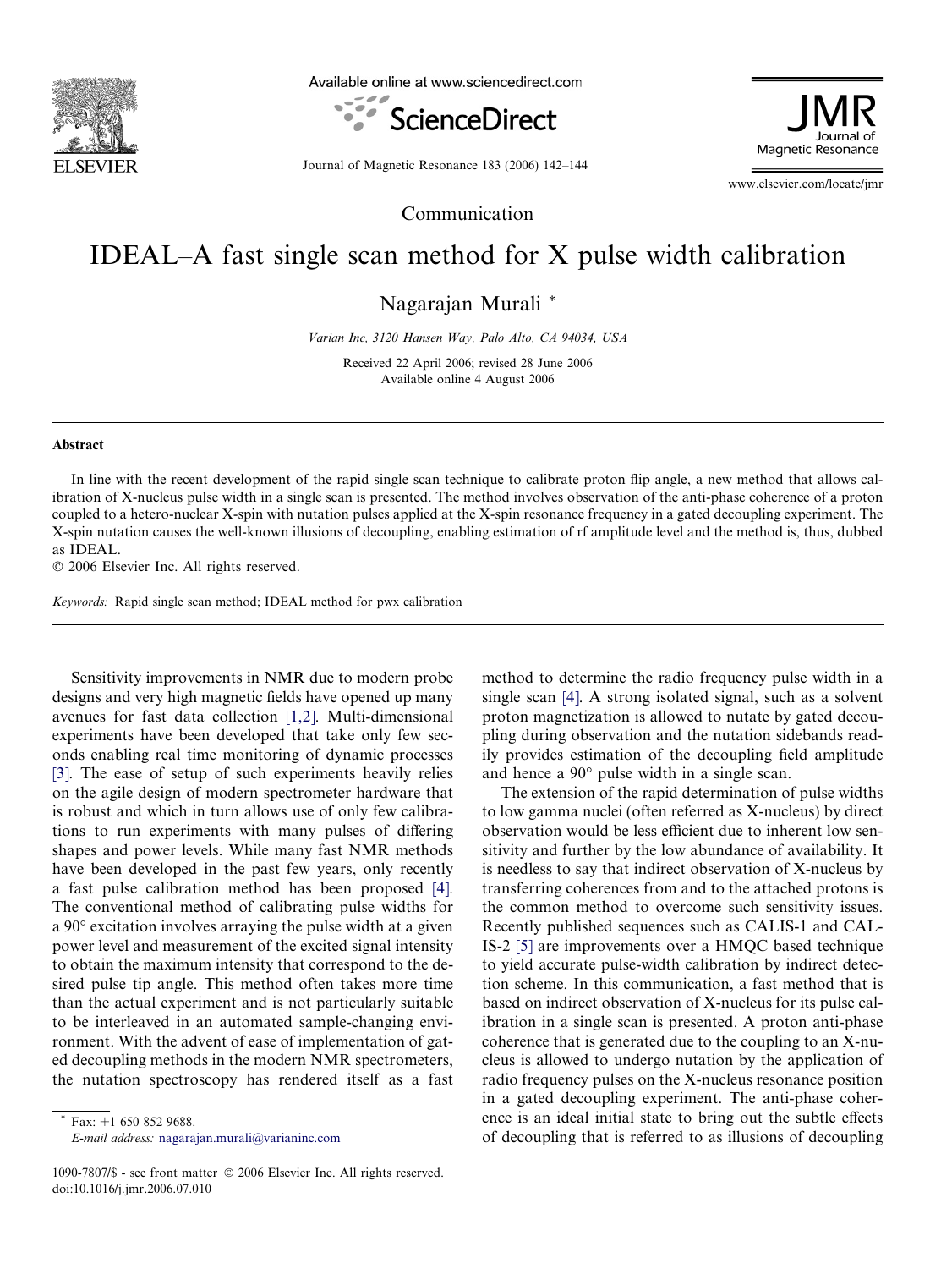Communication

# IDEAL–A fast single scan method for X pulse width calibration

Nagarajan Murali *

*Varian Inc, 3120 Hansen Way, Palo Alto, CA 94034, USA*

Received 22 April 2006; revised 28 June 2006
Available online 4 August 2006

## Abstract

In line with the recent development of the rapid single scan technique to calibrate proton flip angle, a new method that allows calibration of X-nucleus pulse width in a single scan is presented. The method involves observation of the anti-phase coherence of a proton coupled to a hetero-nuclear X-spin with nutation pulses applied at the X-spin resonance frequency in a gated decoupling experiment. The X-spin nutation causes the well-known illusions of decoupling, enabling estimation of rf amplitude level and the method is, thus, dubbed as IDEAL.

© 2006 Elsevier Inc. All rights reserved.

*Keywords:* Rapid single scan method; IDEAL method for pwx calibration

Sensitivity improvements in NMR due to modern probe designs and very high magnetic fields have opened up many avenues for fast data collection [1,2]. Multi-dimensional experiments have been developed that take only few seconds enabling real time monitoring of dynamic processes [3]. The ease of setup of such experiments heavily relies on the agile design of modern spectrometer hardware that is robust and which in turn allows use of only few calibrations to run experiments with many pulses of differing shapes and power levels. While many fast NMR methods have been developed in the past few years, only recently a fast pulse calibration method has been proposed [4]. The conventional method of calibrating pulse widths for a 90° excitation involves arraying the pulse width at a given power level and measurement of the excited signal intensity to obtain the maximum intensity that correspond to the desired pulse tip angle. This method often takes more time than the actual experiment and is not particularly suitable to be interleaved in an automated sample-changing environment. With the advent of ease of implementation of gated decoupling methods in the modern NMR spectrometers, the nutation spectroscopy has rendered itself as a fast method to determine the radio frequency pulse width in a single scan [4]. A strong isolated signal, such as a solvent proton magnetization is allowed to nutate by gated decoupling during observation and the nutation sidebands readily provides estimation of the decoupling field amplitude and hence a 90° pulse width in a single scan.

The extension of the rapid determination of pulse widths to low gamma nuclei (often referred as X-nucleus) by direct observation would be less efficient due to inherent low sensitivity and further by the low abundance of availability. It is needless to say that indirect observation of X-nucleus by transferring coherences from and to the attached protons is the common method to overcome such sensitivity issues. Recently published sequences such as CALIS-1 and CALIS-2 [5] are improvements over a HMQC based technique to yield accurate pulse-width calibration by indirect detection scheme. In this communication, a fast method that is based on indirect observation of X-nucleus for its pulse calibration in a single scan is presented. A proton anti-phase coherence that is generated due to the coupling to an X-nucleus is allowed to undergo nutation by the application of radio frequency pulses on the X-nucleus resonance position in a gated decoupling experiment. The anti-phase coherence is an ideal initial state to bring out the subtle effects of decoupling that is referred to as illusions of decoupling

* Fax: +1 650 852 9688.
*E-mail address:* nagarajan.murali@varianinc.com

1090-7807/$ - see front matter © 2006 Elsevier Inc. All rights reserved.
doi:10.1016/j.jmr.2006.07.010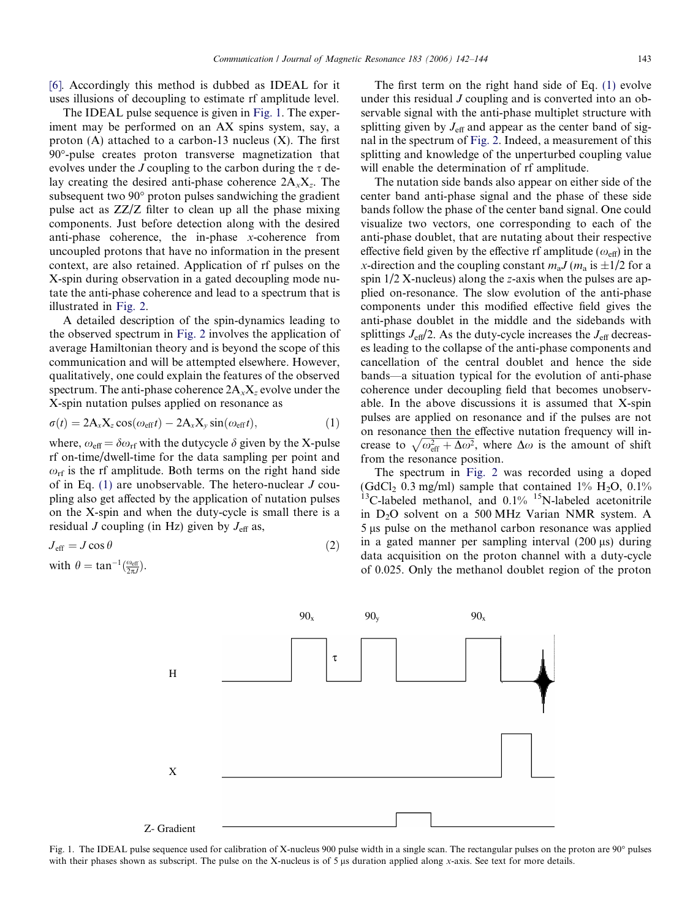[6]. Accordingly this method is dubbed as IDEAL for it uses illusions of decoupling to estimate rf amplitude level.

The IDEAL pulse sequence is given in Fig. 1. The experiment may be performed on an AX spins system, say, a proton (A) attached to a carbon-13 nucleus (X). The first 90°-pulse creates proton transverse magnetization that evolves under the $J$ coupling to the carbon during the $\tau$ delay creating the desired anti-phase coherence $2A_xX_z$. The subsequent two 90° proton pulses sandwiching the gradient pulse act as ZZ/Z filter to clean up all the phase mixing components. Just before detection along with the desired anti-phase coherence, the in-phase $x$-coherence from uncoupled protons that have no information in the present context, are also retained. Application of rf pulses on the X-spin during observation in a gated decoupling mode nutate the anti-phase coherence and lead to a spectrum that is illustrated in Fig. 2.

A detailed description of the spin-dynamics leading to the observed spectrum in Fig. 2 involves the application of average Hamiltonian theory and is beyond the scope of this communication and will be attempted elsewhere. However, qualitatively, one could explain the features of the observed spectrum. The anti-phase coherence $2A_xX_z$ evolve under the X-spin nutation pulses applied on resonance as

$$\sigma(t) = 2A_xX_z\cos(\omega_{\text{eff}}t) - 2A_xX_y\sin(\omega_{\text{eff}}t), \tag{1}$$

where, $\omega_{\text{eff}} = \delta\omega_{\text{rf}}$ with the dutycycle $\delta$ given by the X-pulse rf on-time/dwell-time for the data sampling per point and $\omega_{\text{rf}}$ is the rf amplitude. Both terms on the right hand side of in Eq. (1) are unobservable. The hetero-nuclear $J$ coupling also get affected by the application of nutation pulses on the X-spin and when the duty-cycle is small there is a residual $J$ coupling (in Hz) given by $J_{\text{eff}}$ as,

$$J_{\text{eff}} = J\cos\theta \tag{2}$$

with $\theta = \tan^{-1}\left(\frac{\omega_{\text{eff}}}{2\pi J}\right)$.

The first term on the right hand side of Eq. (1) evolve under this residual $J$ coupling and is converted into an observable signal with the anti-phase multiplet structure with splitting given by $J_{\text{eff}}$ and appear as the center band of signal in the spectrum of Fig. 2. Indeed, a measurement of this splitting and knowledge of the unperturbed coupling value will enable the determination of rf amplitude.

The nutation side bands also appear on either side of the center band anti-phase signal and the phase of these side bands follow the phase of the center band signal. One could visualize two vectors, one corresponding to each of the anti-phase doublet, that are nutating about their respective effective field given by the effective rf amplitude ($\omega_{\text{eff}}$) in the $x$-direction and the coupling constant $m_aJ$ ($m_a$ is $\pm 1/2$ for a spin 1/2 X-nucleus) along the $z$-axis when the pulses are applied on-resonance. The slow evolution of the anti-phase components under this modified effective field gives the anti-phase doublet in the middle and the sidebands with splittings $J_{\text{eff}}/2$. As the duty-cycle increases the $J_{\text{eff}}$ decreases leading to the collapse of the anti-phase components and cancellation of the central doublet and hence the side bands—a situation typical for the evolution of anti-phase coherence under decoupling field that becomes unobservable. In the above discussions it is assumed that X-spin pulses are applied on resonance and if the pulses are not on resonance then the effective nutation frequency will increase to $\sqrt{\omega_{\text{eff}}^2 + \Delta\omega^2}$, where $\Delta\omega$ is the amount of shift from the resonance position.

The spectrum in Fig. 2 was recorded using a doped ($GdCl_2$ 0.3 mg/ml) sample that contained 1% $H_2O$, 0.1% $^{13}C$-labeled methanol, and 0.1% $^{15}N$-labeled acetonitrile in $D_2O$ solvent on a 500 MHz Varian NMR system. A 5 μs pulse on the methanol carbon resonance was applied in a gated manner per sampling interval (200 μs) during data acquisition on the proton channel with a duty-cycle of 0.025. Only the methanol doublet region of the proton

Fig. 1. The IDEAL pulse sequence used for calibration of X-nucleus 900 pulse width in a single scan. The rectangular pulses on the proton are 90° pulses with their phases shown as subscript. The pulse on the X-nucleus is of 5 μs duration applied along $x$-axis. See text for more details.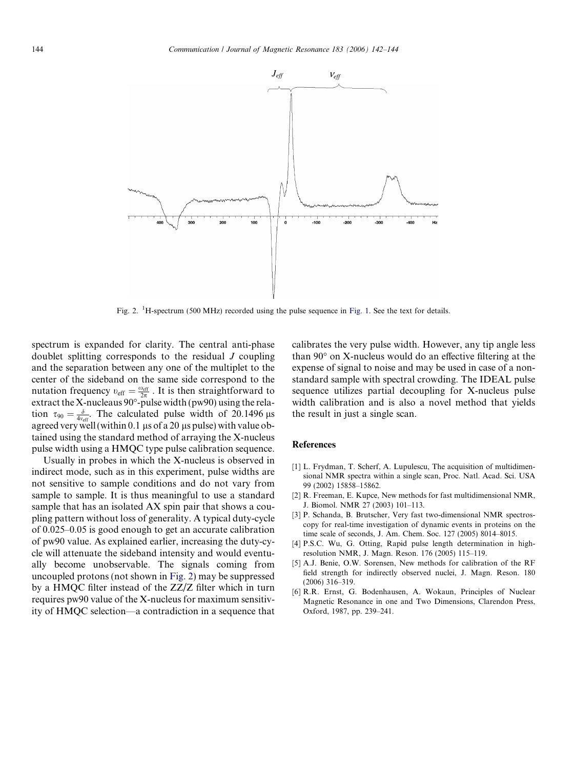$J_{eff}$ $\nu_{eff}$

400 300 200 100 0 -100 -200 -300 -400 Hz

Fig. 2. [1]H-spectrum (500 MHz) recorded using the pulse sequence in Fig. 1. See the text for details.

spectrum is expanded for clarity. The central anti-phase doublet splitting corresponds to the residual $J$ coupling and the separation between any one of the multiplet to the center of the sideband on the same side correspond to the nutation frequency $\upsilon_{eff} = \frac{\omega_{eff}}{2\pi}$. It is then straightforward to extract the X-nucleaus 90°-pulse width (pw90) using the relation $\tau_{90} = \frac{\delta}{4\nu_{eff}}$. The calculated pulse width of 20.1496 μs agreed very well (within 0.1 μs of a 20 μs pulse) with value obtained using the standard method of arraying the X-nucleus pulse width using a HMQC type pulse calibration sequence.

Usually in probes in which the X-nucleus is observed in indirect mode, such as in this experiment, pulse widths are not sensitive to sample conditions and do not vary from sample to sample. It is thus meaningful to use a standard sample that has an isolated AX spin pair that shows a coupling pattern without loss of generality. A typical duty-cycle of 0.025–0.05 is good enough to get an accurate calibration of pw90 value. As explained earlier, increasing the duty-cycle will attenuate the sideband intensity and would eventually become unobservable. The signals coming from uncoupled protons (not shown in Fig. 2) may be suppressed by a HMQC filter instead of the ZZ/Z filter which in turn requires pw90 value of the X-nucleus for maximum sensitivity of HMQC selection—a contradiction in a sequence that calibrates the very pulse width. However, any tip angle less than 90° on X-nucleus would do an effective filtering at the expense of signal to noise and may be used in case of a non-standard sample with spectral crowding. The IDEAL pulse sequence utilizes partial decoupling for X-nucleus pulse width calibration and is also a novel method that yields the result in just a single scan.

## References

[1] L. Frydman, T. Scherf, A. Lupulescu, The acquisition of multidimensional NMR spectra within a single scan, Proc. Natl. Acad. Sci. USA 99 (2002) 15858–15862.

[2] R. Freeman, E. Kupce, New methods for fast multidimensional NMR, J. Biomol. NMR 27 (2003) 101–113.

[3] P. Schanda, B. Brutscher, Very fast two-dimensional NMR spectroscopy for real-time investigation of dynamic events in proteins on the time scale of seconds, J. Am. Chem. Soc. 127 (2005) 8014–8015.

[4] P.S.C. Wu, G. Otting, Rapid pulse length determination in high-resolution NMR, J. Magn. Reson. 176 (2005) 115–119.

[5] A.J. Benie, O.W. Sorensen, New methods for calibration of the RF field strength for indirectly observed nuclei, J. Magn. Reson. 180 (2006) 316–319.

[6] R.R. Ernst, G. Bodenhausen, A. Wokaun, Principles of Nuclear Magnetic Resonance in one and Two Dimensions, Clarendon Press, Oxford, 1987, pp. 239–241.